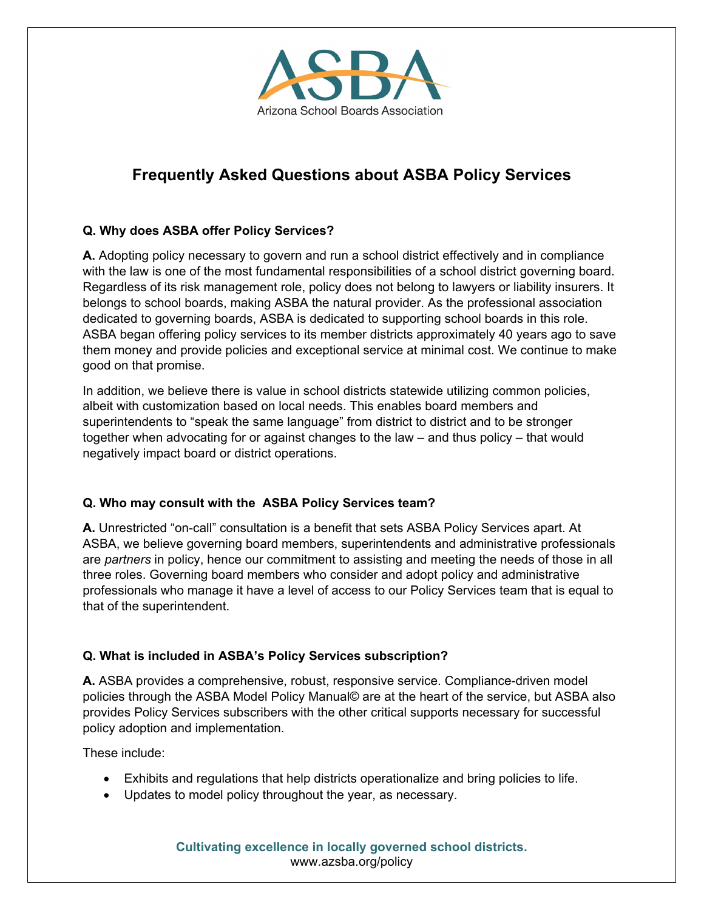ASBA

Arizona School Boards Association

# Frequently Asked Questions about ASBA Policy Services

### Q. Why does ASBA offer Policy Services?

**A.** Adopting policy necessary to govern and run a school district effectively and in compliance with the law is one of the most fundamental responsibilities of a school district governing board. Regardless of its risk management role, policy does not belong to lawyers or liability insurers. It belongs to school boards, making ASBA the natural provider. As the professional association dedicated to governing boards, ASBA is dedicated to supporting school boards in this role. ASBA began offering policy services to its member districts approximately 40 years ago to save them money and provide policies and exceptional service at minimal cost. We continue to make good on that promise.

In addition, we believe there is value in school districts statewide utilizing common policies, albeit with customization based on local needs. This enables board members and superintendents to "speak the same language" from district to district and to be stronger together when advocating for or against changes to the law – and thus policy – that would negatively impact board or district operations.

### Q. Who may consult with the ASBA Policy Services team?

**A.** Unrestricted "on-call" consultation is a benefit that sets ASBA Policy Services apart. At ASBA, we believe governing board members, superintendents and administrative professionals are *partners* in policy, hence our commitment to assisting and meeting the needs of those in all three roles. Governing board members who consider and adopt policy and administrative professionals who manage it have a level of access to our Policy Services team that is equal to that of the superintendent.

### Q. What is included in ASBA's Policy Services subscription?

**A.** ASBA provides a comprehensive, robust, responsive service. Compliance-driven model policies through the ASBA Model Policy Manual© are at the heart of the service, but ASBA also provides Policy Services subscribers with the other critical supports necessary for successful policy adoption and implementation.

These include:

- Exhibits and regulations that help districts operationalize and bring policies to life.
- Updates to model policy throughout the year, as necessary.

**Cultivating excellence in locally governed school districts.**
www.azsba.org/policy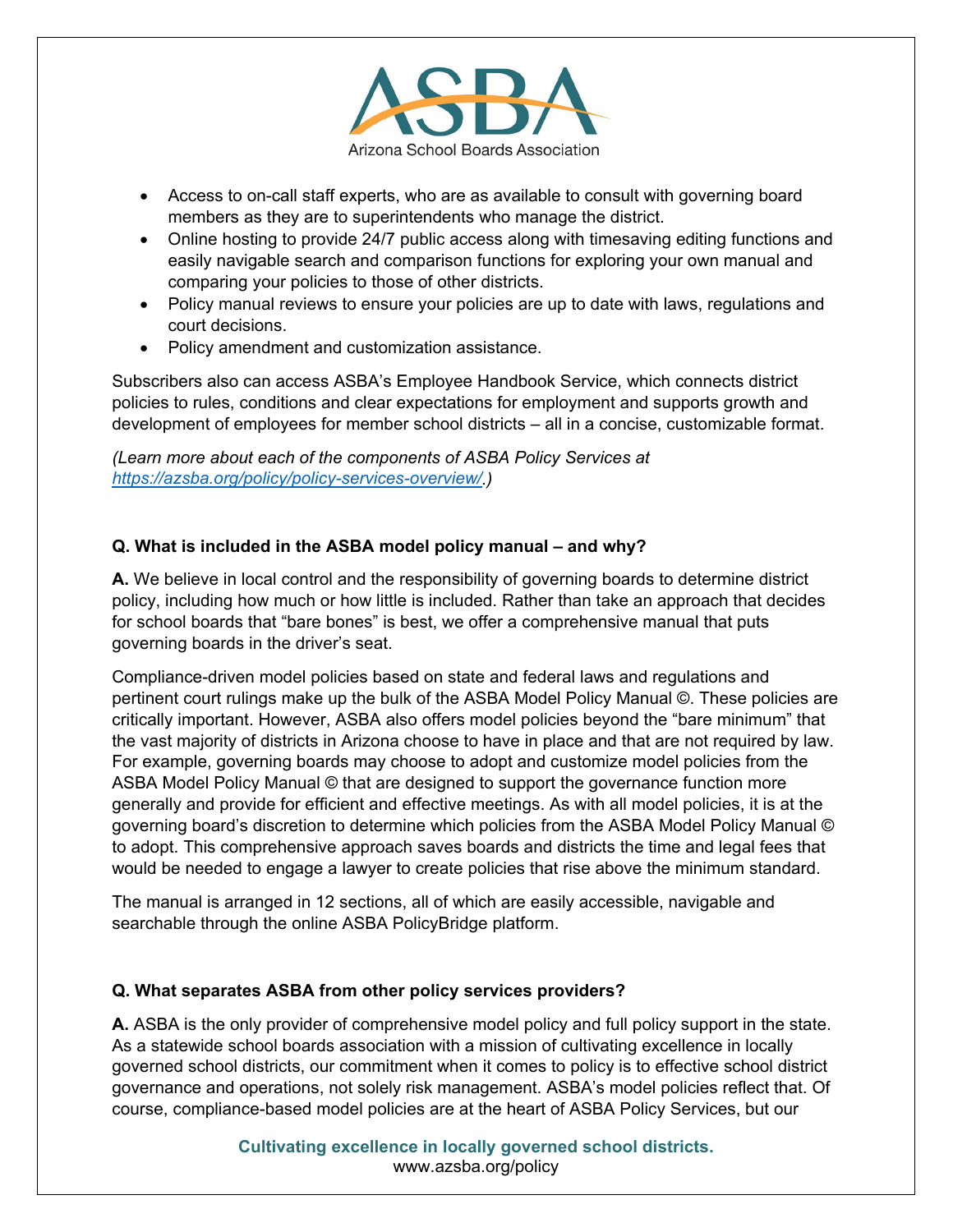- Access to on-call staff experts, who are as available to consult with governing board members as they are to superintendents who manage the district.
- Online hosting to provide 24/7 public access along with timesaving editing functions and easily navigable search and comparison functions for exploring your own manual and comparing your policies to those of other districts.
- Policy manual reviews to ensure your policies are up to date with laws, regulations and court decisions.
- Policy amendment and customization assistance.

Subscribers also can access ASBA's Employee Handbook Service, which connects district policies to rules, conditions and clear expectations for employment and supports growth and development of employees for member school districts – all in a concise, customizable format.

*(Learn more about each of the components of ASBA Policy Services at [https://azsba.org/policy/policy-services-overview/](https://azsba.org/policy/policy-services-overview/).)*

**Q. What is included in the ASBA model policy manual – and why?**

**A.** We believe in local control and the responsibility of governing boards to determine district policy, including how much or how little is included. Rather than take an approach that decides for school boards that "bare bones" is best, we offer a comprehensive manual that puts governing boards in the driver's seat.

Compliance-driven model policies based on state and federal laws and regulations and pertinent court rulings make up the bulk of the ASBA Model Policy Manual ©. These policies are critically important. However, ASBA also offers model policies beyond the "bare minimum" that the vast majority of districts in Arizona choose to have in place and that are not required by law. For example, governing boards may choose to adopt and customize model policies from the ASBA Model Policy Manual © that are designed to support the governance function more generally and provide for efficient and effective meetings. As with all model policies, it is at the governing board's discretion to determine which policies from the ASBA Model Policy Manual © to adopt. This comprehensive approach saves boards and districts the time and legal fees that would be needed to engage a lawyer to create policies that rise above the minimum standard.

The manual is arranged in 12 sections, all of which are easily accessible, navigable and searchable through the online ASBA PolicyBridge platform.

**Q. What separates ASBA from other policy services providers?**

**A.** ASBA is the only provider of comprehensive model policy and full policy support in the state. As a statewide school boards association with a mission of cultivating excellence in locally governed school districts, our commitment when it comes to policy is to effective school district governance and operations, not solely risk management. ASBA's model policies reflect that. Of course, compliance-based model policies are at the heart of ASBA Policy Services, but our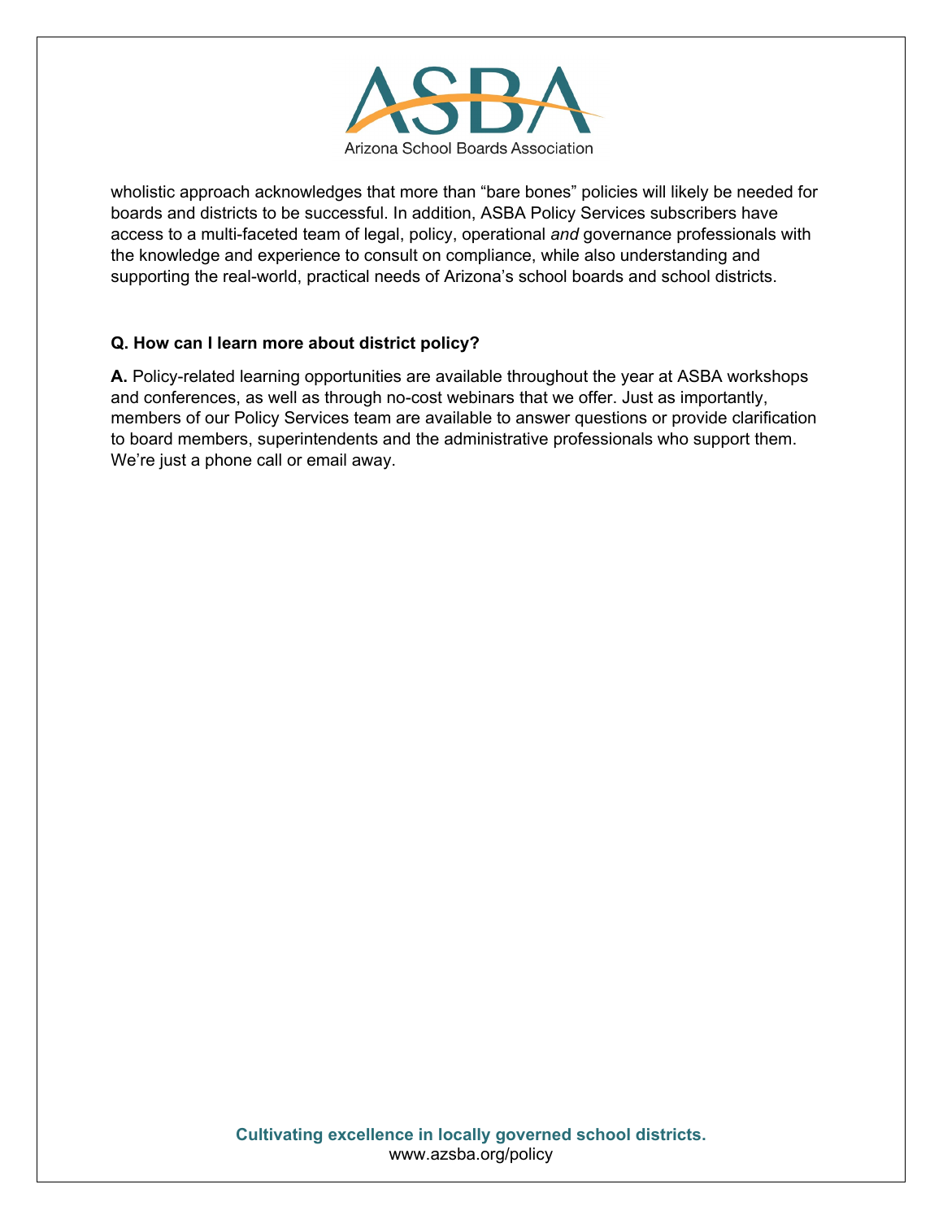wholistic approach acknowledges that more than "bare bones" policies will likely be needed for boards and districts to be successful. In addition, ASBA Policy Services subscribers have access to a multi-faceted team of legal, policy, operational *and* governance professionals with the knowledge and experience to consult on compliance, while also understanding and supporting the real-world, practical needs of Arizona's school boards and school districts.

**Q. How can I learn more about district policy?**

**A.** Policy-related learning opportunities are available throughout the year at ASBA workshops and conferences, as well as through no-cost webinars that we offer. Just as importantly, members of our Policy Services team are available to answer questions or provide clarification to board members, superintendents and the administrative professionals who support them. We're just a phone call or email away.